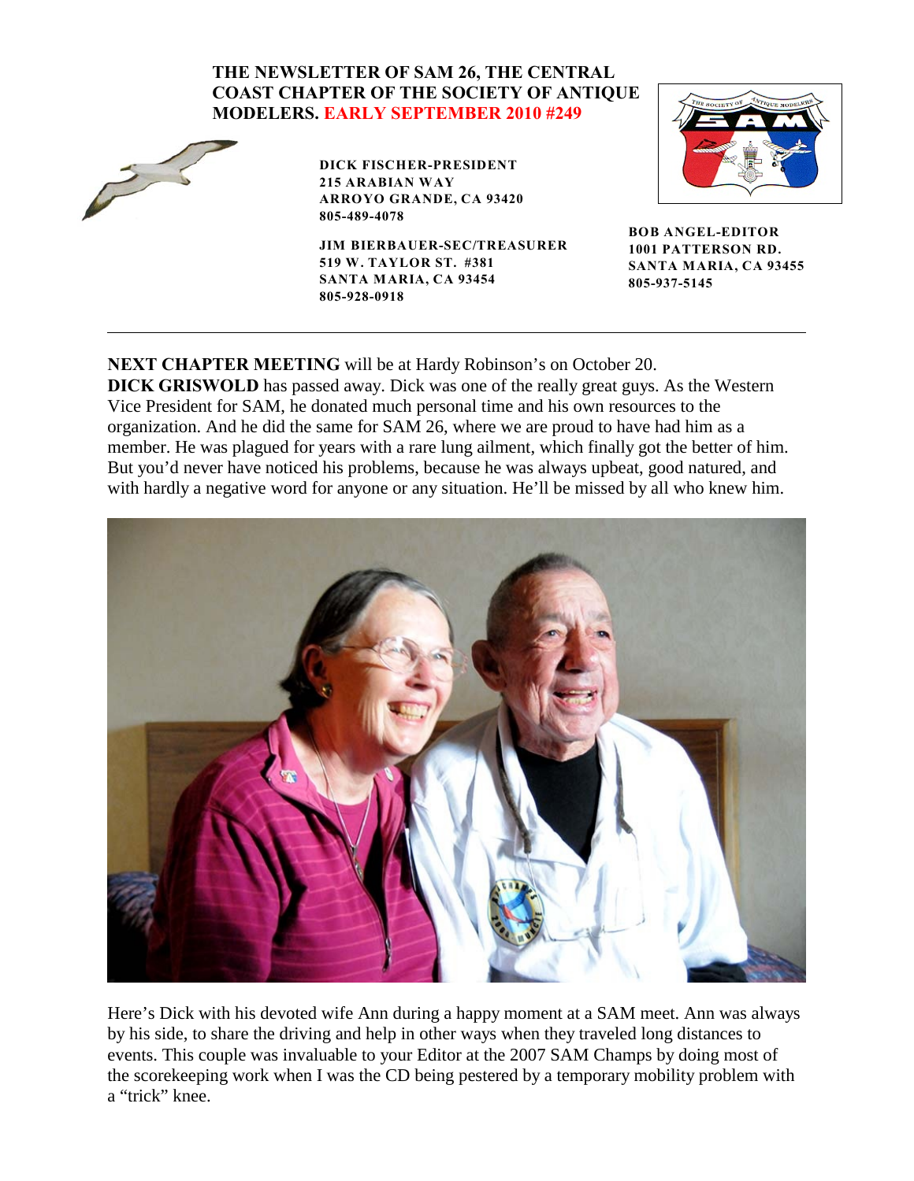**THE NEWSLETTER OF SAM 26, THE CENTRAL COAST CHAPTER OF THE SOCIETY OF ANTIQUE MODELERS. EARLY SEPTEMBER 2010 #249**

**DICK FISCHER-PRESIDENT**
**215 ARABIAN WAY**
**ARROYO GRANDE, CA 93420**
**805-489-4078**

**JIM BIERBAUER-SEC/TREASURER**
**519 W. TAYLOR ST. #381**
**SANTA MARIA, CA 93454**
**805-928-0918**

**BOB ANGEL-EDITOR**
**1001 PATTERSON RD.**
**SANTA MARIA, CA 93455**
**805-937-5145**

---

**NEXT CHAPTER MEETING** will be at Hardy Robinson's on October 20.

**DICK GRISWOLD** has passed away. Dick was one of the really great guys. As the Western Vice President for SAM, he donated much personal time and his own resources to the organization. And he did the same for SAM 26, where we are proud to have had him as a member. He was plagued for years with a rare lung ailment, which finally got the better of him. But you'd never have noticed his problems, because he was always upbeat, good natured, and with hardly a negative word for anyone or any situation. He'll be missed by all who knew him.

Here's Dick with his devoted wife Ann during a happy moment at a SAM meet. Ann was always by his side, to share the driving and help in other ways when they traveled long distances to events. This couple was invaluable to your Editor at the 2007 SAM Champs by doing most of the scorekeeping work when I was the CD being pestered by a temporary mobility problem with a "trick" knee.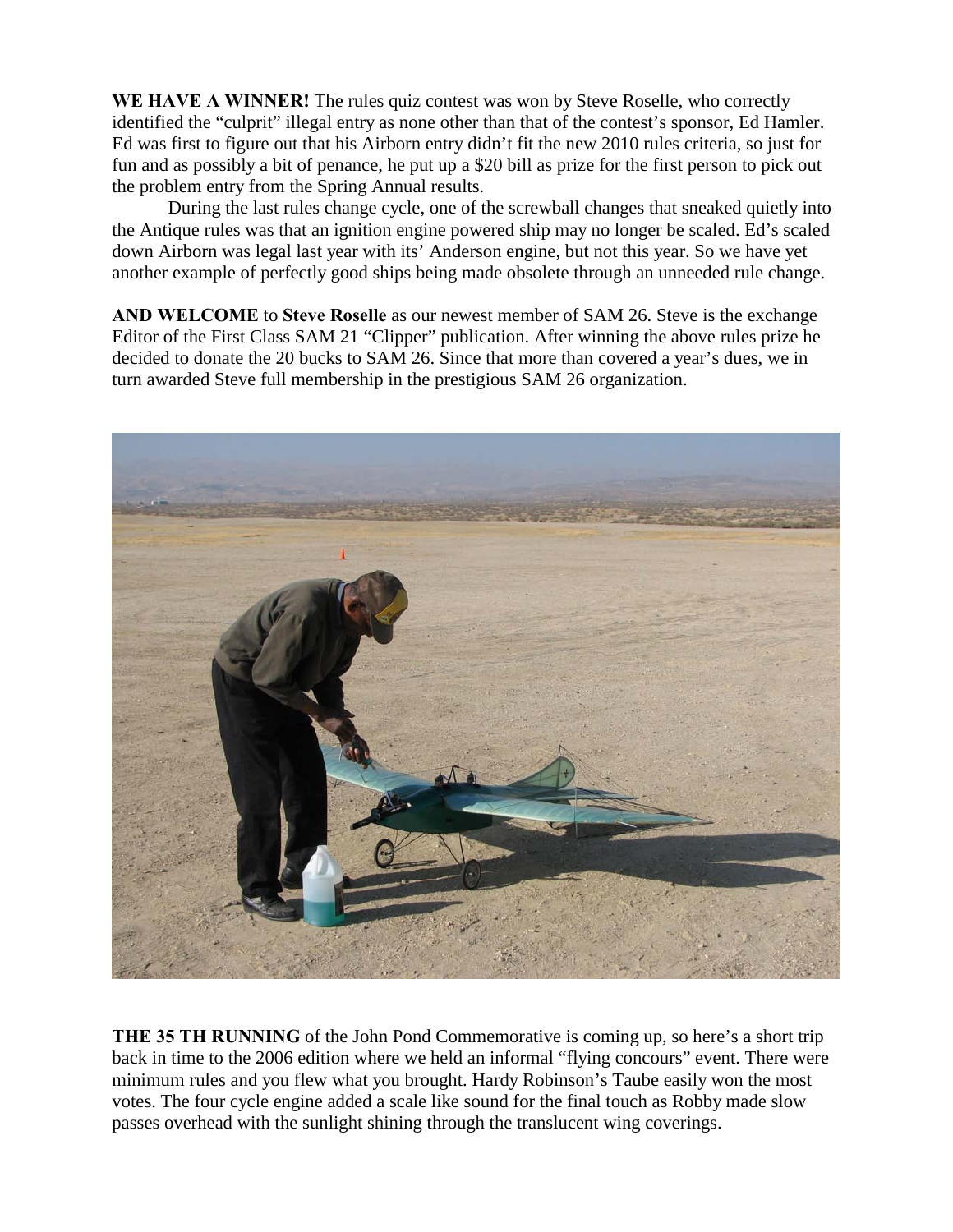**WE HAVE A WINNER!** The rules quiz contest was won by Steve Roselle, who correctly identified the "culprit" illegal entry as none other than that of the contest's sponsor, Ed Hamler. Ed was first to figure out that his Airborn entry didn't fit the new 2010 rules criteria, so just for fun and as possibly a bit of penance, he put up a $20 bill as prize for the first person to pick out the problem entry from the Spring Annual results.

During the last rules change cycle, one of the screwball changes that sneaked quietly into the Antique rules was that an ignition engine powered ship may no longer be scaled. Ed's scaled down Airborn was legal last year with its' Anderson engine, but not this year. So we have yet another example of perfectly good ships being made obsolete through an unneeded rule change.

**AND WELCOME** to **Steve Roselle** as our newest member of SAM 26. Steve is the exchange Editor of the First Class SAM 21 "Clipper" publication. After winning the above rules prize he decided to donate the 20 bucks to SAM 26. Since that more than covered a year's dues, we in turn awarded Steve full membership in the prestigious SAM 26 organization.

**THE 35 TH RUNNING** of the John Pond Commemorative is coming up, so here's a short trip back in time to the 2006 edition where we held an informal "flying concours" event. There were minimum rules and you flew what you brought. Hardy Robinson's Taube easily won the most votes. The four cycle engine added a scale like sound for the final touch as Robby made slow passes overhead with the sunlight shining through the translucent wing coverings.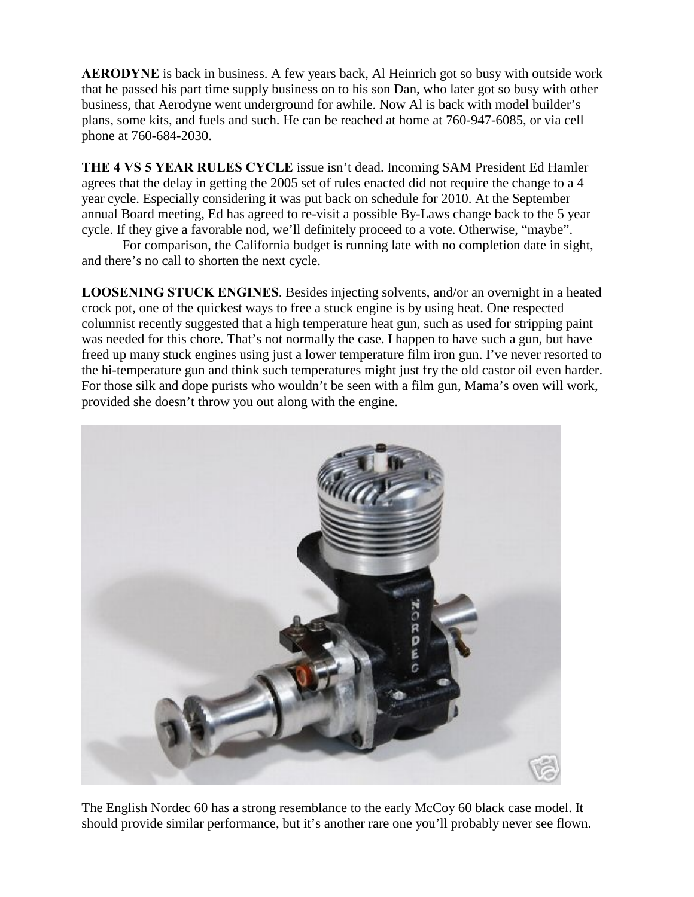**AERODYNE** is back in business. A few years back, Al Heinrich got so busy with outside work that he passed his part time supply business on to his son Dan, who later got so busy with other business, that Aerodyne went underground for awhile. Now Al is back with model builder's plans, some kits, and fuels and such. He can be reached at home at 760-947-6085, or via cell phone at 760-684-2030.

**THE 4 VS 5 YEAR RULES CYCLE** issue isn't dead. Incoming SAM President Ed Hamler agrees that the delay in getting the 2005 set of rules enacted did not require the change to a 4 year cycle. Especially considering it was put back on schedule for 2010. At the September annual Board meeting, Ed has agreed to re-visit a possible By-Laws change back to the 5 year cycle. If they give a favorable nod, we'll definitely proceed to a vote. Otherwise, "maybe".

For comparison, the California budget is running late with no completion date in sight, and there's no call to shorten the next cycle.

**LOOSENING STUCK ENGINES**. Besides injecting solvents, and/or an overnight in a heated crock pot, one of the quickest ways to free a stuck engine is by using heat. One respected columnist recently suggested that a high temperature heat gun, such as used for stripping paint was needed for this chore. That's not normally the case. I happen to have such a gun, but have freed up many stuck engines using just a lower temperature film iron gun. I've never resorted to the hi-temperature gun and think such temperatures might just fry the old castor oil even harder. For those silk and dope purists who wouldn't be seen with a film gun, Mama's oven will work, provided she doesn't throw you out along with the engine.

The English Nordec 60 has a strong resemblance to the early McCoy 60 black case model. It should provide similar performance, but it's another rare one you'll probably never see flown.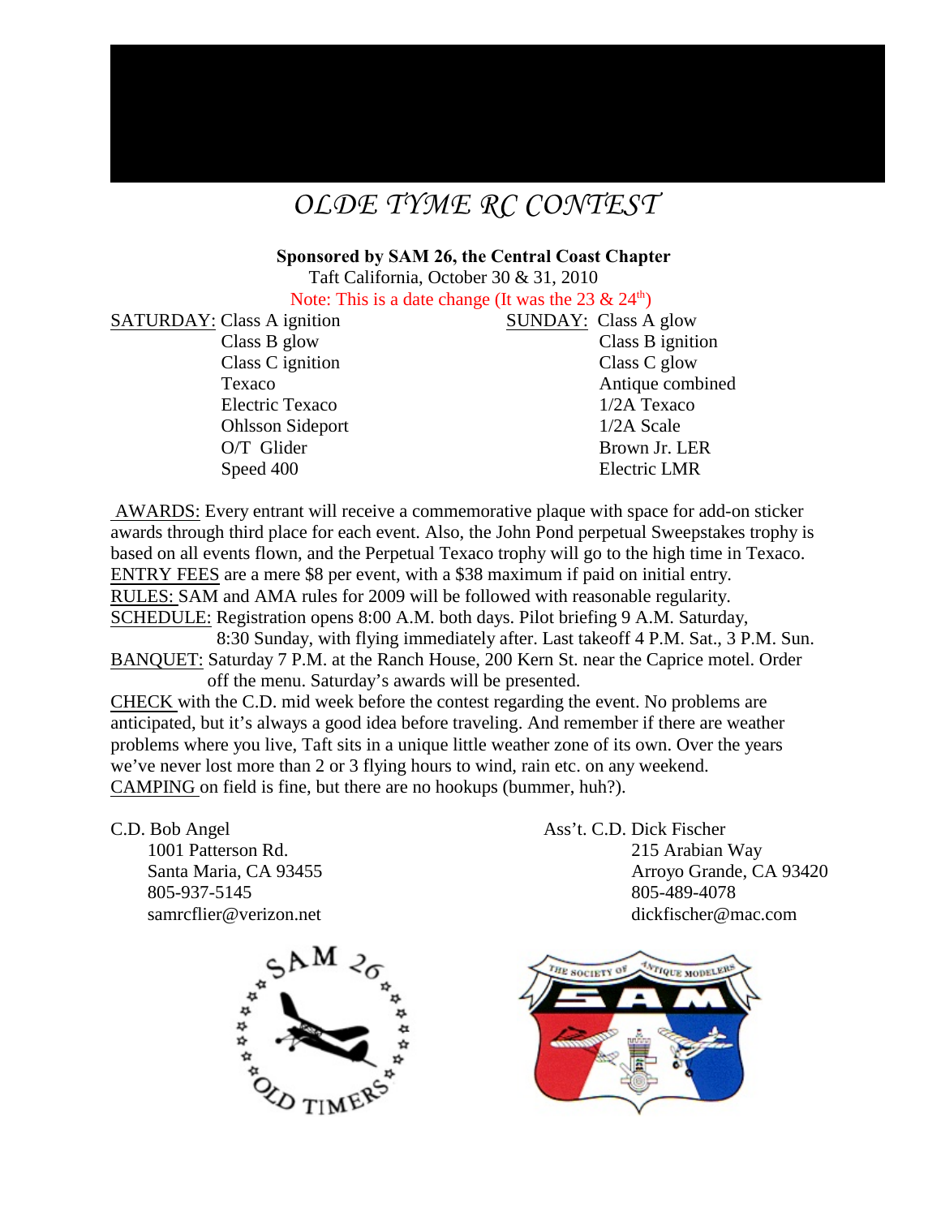# *OLDE TYME RC CONTEST*

**Sponsored by SAM 26, the Central Coast Chapter**

Taft California, October 30 & 31, 2010

Note: This is a date change (It was the 23 & 24th)

SATURDAY: Class A ignition
- Class B glow
- Class C ignition
- Texaco
- Electric Texaco
- Ohlsson Sideport
- O/T Glider
- Speed 400

SUNDAY: Class A glow
- Class B ignition
- Class C glow
- Antique combined
- 1/2A Texaco
- 1/2A Scale
- Brown Jr. LER
- Electric LMR

AWARDS: Every entrant will receive a commemorative plaque with space for add-on sticker awards through third place for each event. Also, the John Pond perpetual Sweepstakes trophy is based on all events flown, and the Perpetual Texaco trophy will go to the high time in Texaco.

ENTRY FEES are a mere $8 per event, with a $38 maximum if paid on initial entry.

RULES: SAM and AMA rules for 2009 will be followed with reasonable regularity.

SCHEDULE: Registration opens 8:00 A.M. both days. Pilot briefing 9 A.M. Saturday, 8:30 Sunday, with flying immediately after. Last takeoff 4 P.M. Sat., 3 P.M. Sun.

BANQUET: Saturday 7 P.M. at the Ranch House, 200 Kern St. near the Caprice motel. Order off the menu. Saturday's awards will be presented.

CHECK with the C.D. mid week before the contest regarding the event. No problems are anticipated, but it's always a good idea before traveling. And remember if there are weather problems where you live, Taft sits in a unique little weather zone of its own. Over the years we've never lost more than 2 or 3 flying hours to wind, rain etc. on any weekend.

CAMPING on field is fine, but there are no hookups (bummer, huh?).

C.D. Bob Angel
1001 Patterson Rd.
Santa Maria, CA 93455
805-937-5145
samrcflier@verizon.net

Ass't. C.D. Dick Fischer
215 Arabian Way
Arroyo Grande, CA 93420
805-489-4078
dickfischer@mac.com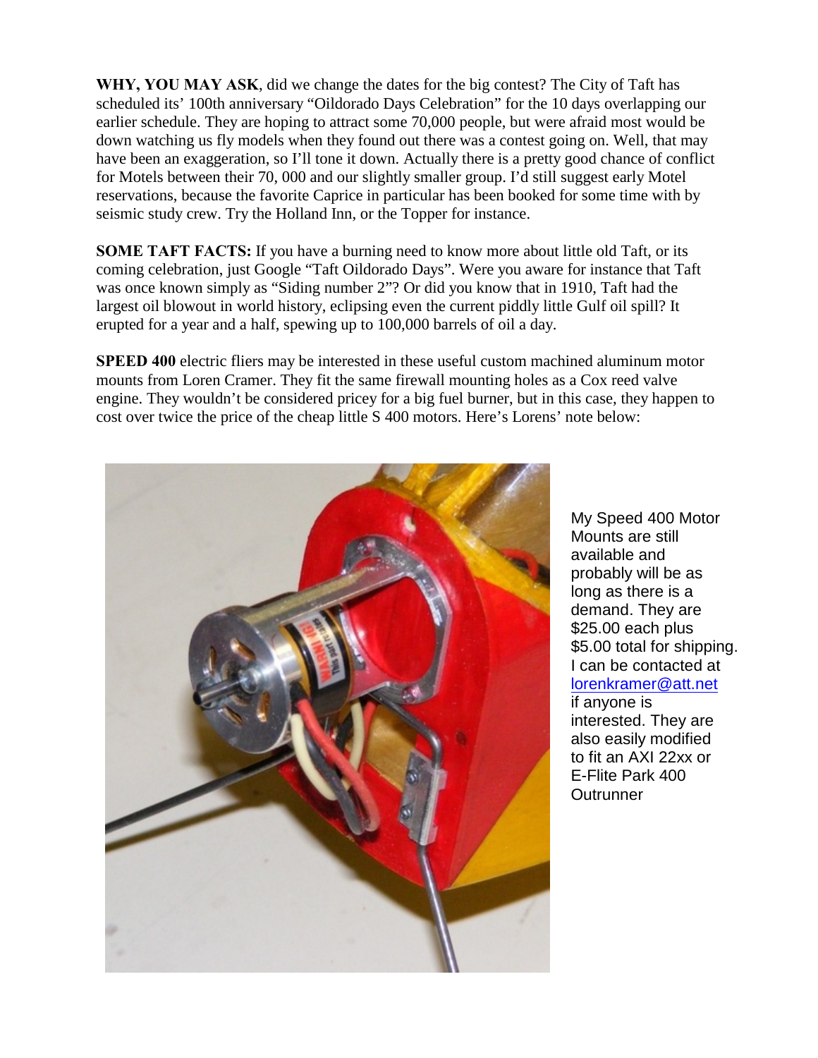**WHY, YOU MAY ASK**, did we change the dates for the big contest? The City of Taft has scheduled its' 100th anniversary "Oildorado Days Celebration" for the 10 days overlapping our earlier schedule. They are hoping to attract some 70,000 people, but were afraid most would be down watching us fly models when they found out there was a contest going on. Well, that may have been an exaggeration, so I'll tone it down. Actually there is a pretty good chance of conflict for Motels between their 70, 000 and our slightly smaller group. I'd still suggest early Motel reservations, because the favorite Caprice in particular has been booked for some time with by seismic study crew. Try the Holland Inn, or the Topper for instance.

**SOME TAFT FACTS:** If you have a burning need to know more about little old Taft, or its coming celebration, just Google "Taft Oildorado Days". Were you aware for instance that Taft was once known simply as "Siding number 2"? Or did you know that in 1910, Taft had the largest oil blowout in world history, eclipsing even the current piddly little Gulf oil spill? It erupted for a year and a half, spewing up to 100,000 barrels of oil a day.

**SPEED 400** electric fliers may be interested in these useful custom machined aluminum motor mounts from Loren Cramer. They fit the same firewall mounting holes as a Cox reed valve engine. They wouldn't be considered pricey for a big fuel burner, but in this case, they happen to cost over twice the price of the cheap little S 400 motors. Here's Lorens' note below:

My Speed 400 Motor Mounts are still available and probably will be as long as there is a demand. They are $25.00 each plus $5.00 total for shipping. I can be contacted at lorenkramer@att.net if anyone is interested. They are also easily modified to fit an AXI 22xx or E-Flite Park 400 Outrunner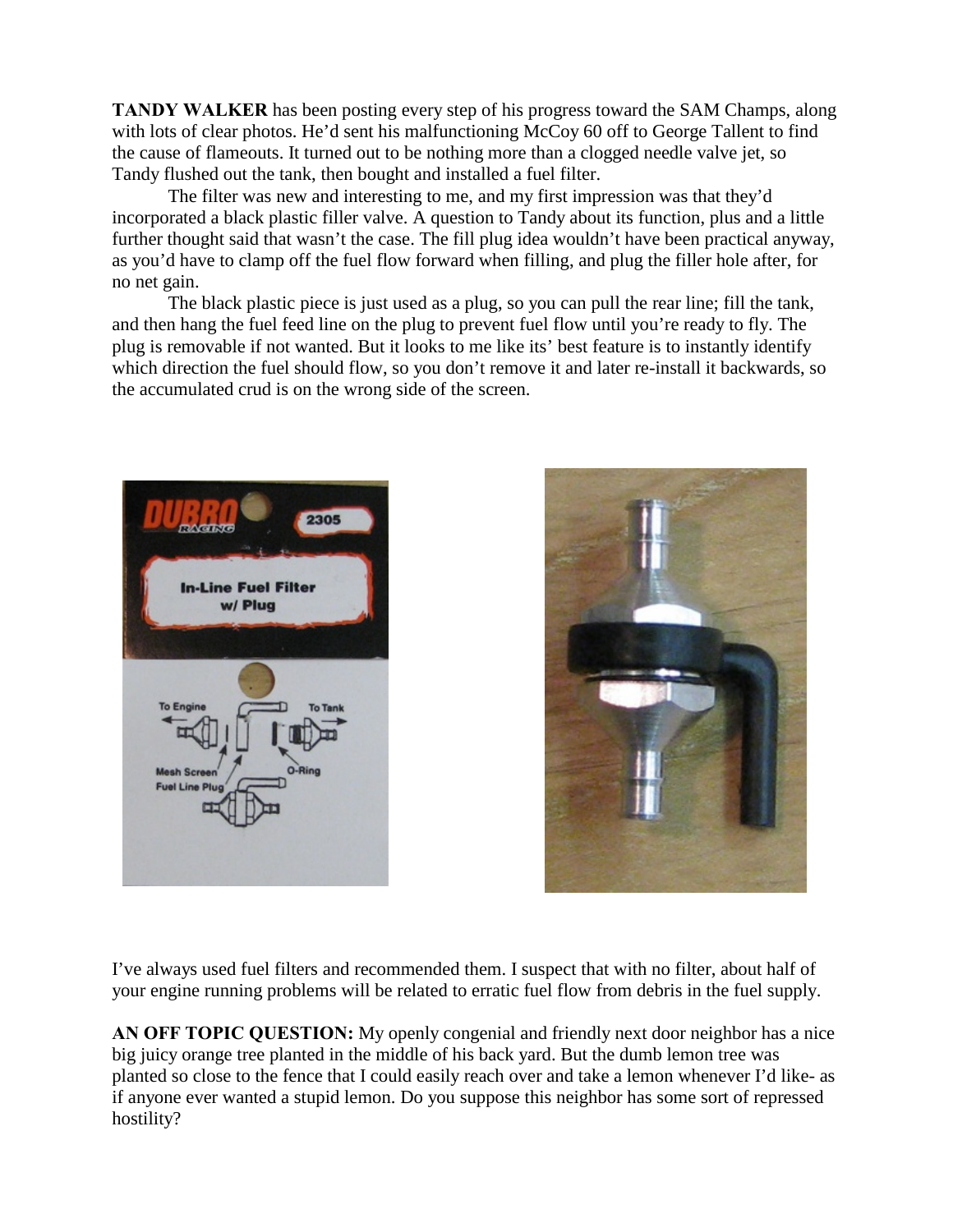**TANDY WALKER** has been posting every step of his progress toward the SAM Champs, along with lots of clear photos. He'd sent his malfunctioning McCoy 60 off to George Tallent to find the cause of flameouts. It turned out to be nothing more than a clogged needle valve jet, so Tandy flushed out the tank, then bought and installed a fuel filter.

The filter was new and interesting to me, and my first impression was that they'd incorporated a black plastic filler valve. A question to Tandy about its function, plus and a little further thought said that wasn't the case. The fill plug idea wouldn't have been practical anyway, as you'd have to clamp off the fuel flow forward when filling, and plug the filler hole after, for no net gain.

The black plastic piece is just used as a plug, so you can pull the rear line; fill the tank, and then hang the fuel feed line on the plug to prevent fuel flow until you're ready to fly. The plug is removable if not wanted. But it looks to me like its' best feature is to instantly identify which direction the fuel should flow, so you don't remove it and later re-install it backwards, so the accumulated crud is on the wrong side of the screen.

I've always used fuel filters and recommended them. I suspect that with no filter, about half of your engine running problems will be related to erratic fuel flow from debris in the fuel supply.

**AN OFF TOPIC QUESTION:** My openly congenial and friendly next door neighbor has a nice big juicy orange tree planted in the middle of his back yard. But the dumb lemon tree was planted so close to the fence that I could easily reach over and take a lemon whenever I'd like- as if anyone ever wanted a stupid lemon. Do you suppose this neighbor has some sort of repressed hostility?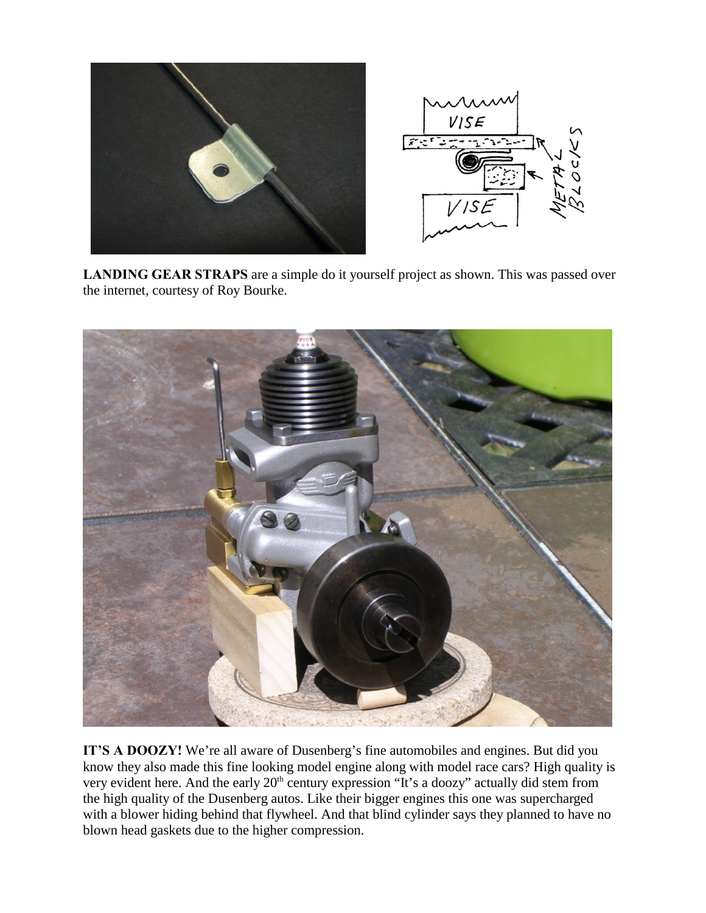**LANDING GEAR STRAPS** are a simple do it yourself project as shown. This was passed over the internet, courtesy of Roy Bourke.

**IT'S A DOOZY!** We're all aware of Dusenberg's fine automobiles and engines. But did you know they also made this fine looking model engine along with model race cars? High quality is very evident here. And the early 20th century expression "It's a doozy" actually did stem from the high quality of the Dusenberg autos. Like their bigger engines this one was supercharged with a blower hiding behind that flywheel. And that blind cylinder says they planned to have no blown head gaskets due to the higher compression.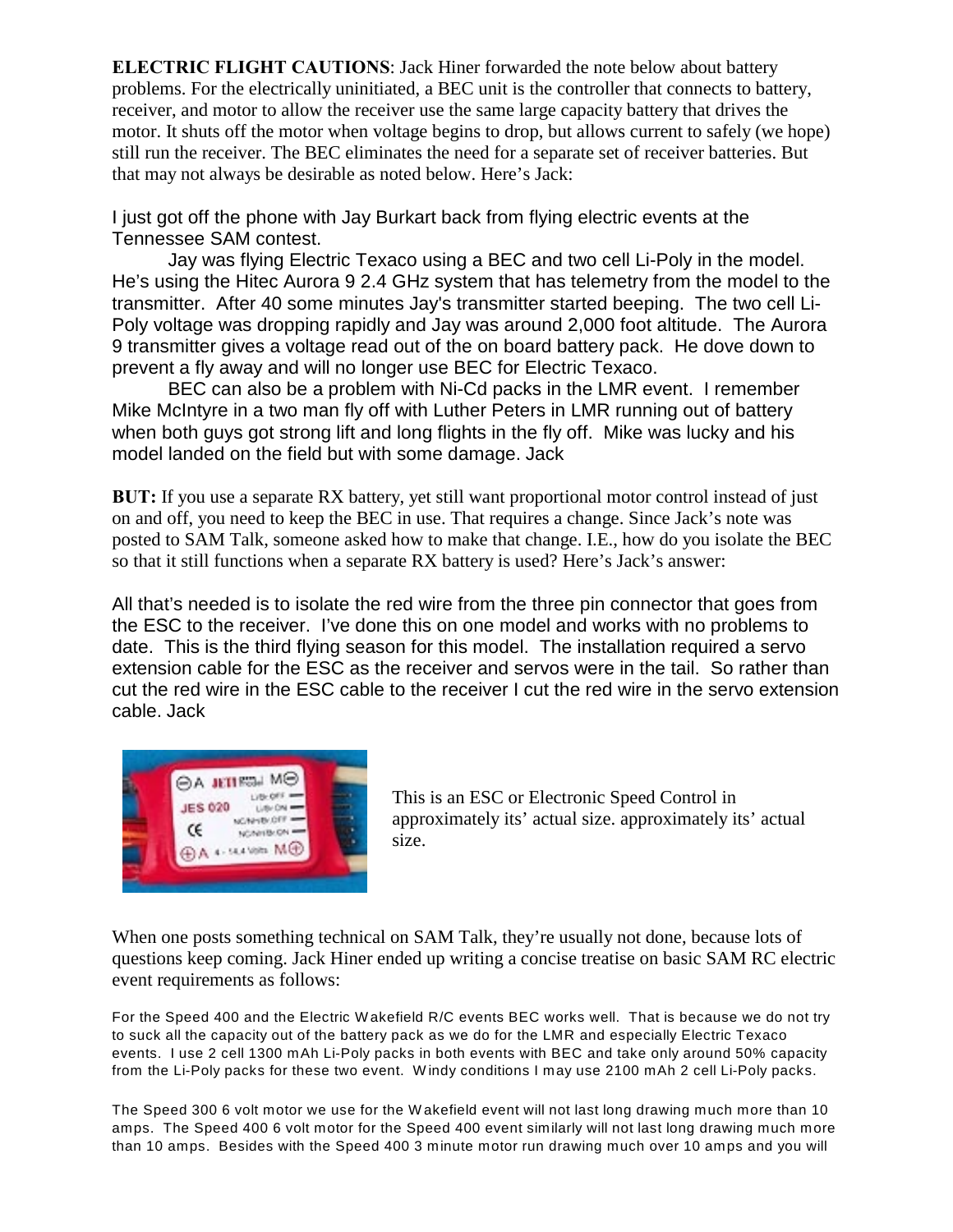**ELECTRIC FLIGHT CAUTIONS**: Jack Hiner forwarded the note below about battery problems. For the electrically uninitiated, a BEC unit is the controller that connects to battery, receiver, and motor to allow the receiver use the same large capacity battery that drives the motor. It shuts off the motor when voltage begins to drop, but allows current to safely (we hope) still run the receiver. The BEC eliminates the need for a separate set of receiver batteries. But that may not always be desirable as noted below. Here's Jack:

I just got off the phone with Jay Burkart back from flying electric events at the Tennessee SAM contest.

Jay was flying Electric Texaco using a BEC and two cell Li-Poly in the model. He's using the Hitec Aurora 9 2.4 GHz system that has telemetry from the model to the transmitter. After 40 some minutes Jay's transmitter started beeping. The two cell Li-Poly voltage was dropping rapidly and Jay was around 2,000 foot altitude. The Aurora 9 transmitter gives a voltage read out of the on board battery pack. He dove down to prevent a fly away and will no longer use BEC for Electric Texaco.

BEC can also be a problem with Ni-Cd packs in the LMR event. I remember Mike McIntyre in a two man fly off with Luther Peters in LMR running out of battery when both guys got strong lift and long flights in the fly off. Mike was lucky and his model landed on the field but with some damage. Jack

**BUT:** If you use a separate RX battery, yet still want proportional motor control instead of just on and off, you need to keep the BEC in use. That requires a change. Since Jack's note was posted to SAM Talk, someone asked how to make that change. I.E., how do you isolate the BEC so that it still functions when a separate RX battery is used? Here's Jack's answer:

All that's needed is to isolate the red wire from the three pin connector that goes from the ESC to the receiver. I've done this on one model and works with no problems to date. This is the third flying season for this model. The installation required a servo extension cable for the ESC as the receiver and servos were in the tail. So rather than cut the red wire in the ESC cable to the receiver I cut the red wire in the servo extension cable. Jack

This is an ESC or Electronic Speed Control in approximately its' actual size. approximately its' actual size.

When one posts something technical on SAM Talk, they're usually not done, because lots of questions keep coming. Jack Hiner ended up writing a concise treatise on basic SAM RC electric event requirements as follows:

For the Speed 400 and the Electric Wakefield R/C events BEC works well. That is because we do not try to suck all the capacity out of the battery pack as we do for the LMR and especially Electric Texaco events. I use 2 cell 1300 mAh Li-Poly packs in both events with BEC and take only around 50% capacity from the Li-Poly packs for these two event. Windy conditions I may use 2100 mAh 2 cell Li-Poly packs.

The Speed 300 6 volt motor we use for the Wakefield event will not last long drawing much more than 10 amps. The Speed 400 6 volt motor for the Speed 400 event similarly will not last long drawing much more than 10 amps. Besides with the Speed 400 3 minute motor run drawing much over 10 amps and you will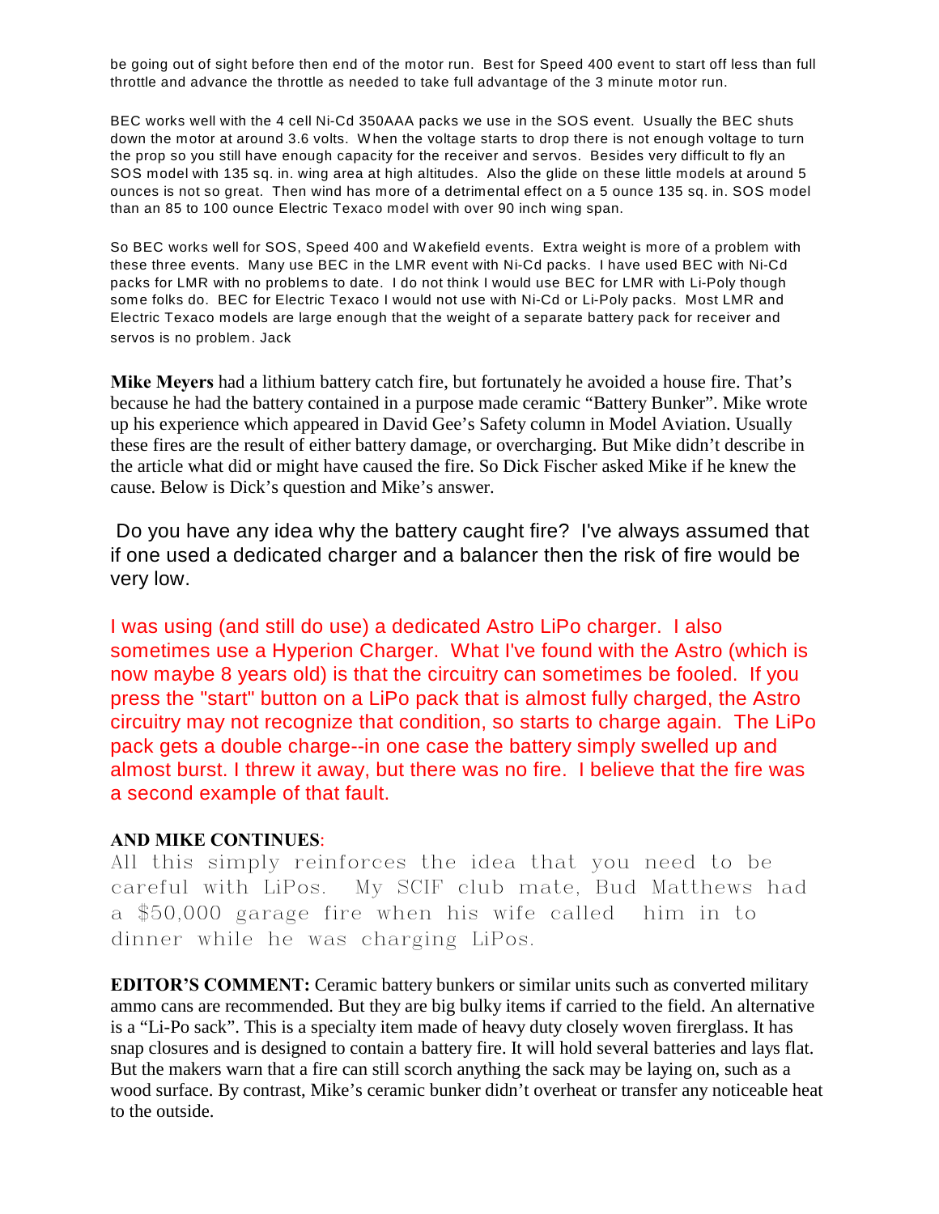be going out of sight before then end of the motor run. Best for Speed 400 event to start off less than full throttle and advance the throttle as needed to take full advantage of the 3 minute motor run.

BEC works well with the 4 cell Ni-Cd 350AAA packs we use in the SOS event. Usually the BEC shuts down the motor at around 3.6 volts. When the voltage starts to drop there is not enough voltage to turn the prop so you still have enough capacity for the receiver and servos. Besides very difficult to fly an SOS model with 135 sq. in. wing area at high altitudes. Also the glide on these little models at around 5 ounces is not so great. Then wind has more of a detrimental effect on a 5 ounce 135 sq. in. SOS model than an 85 to 100 ounce Electric Texaco model with over 90 inch wing span.

So BEC works well for SOS, Speed 400 and Wakefield events. Extra weight is more of a problem with these three events. Many use BEC in the LMR event with Ni-Cd packs. I have used BEC with Ni-Cd packs for LMR with no problems to date. I do not think I would use BEC for LMR with Li-Poly though some folks do. BEC for Electric Texaco I would not use with Ni-Cd or Li-Poly packs. Most LMR and Electric Texaco models are large enough that the weight of a separate battery pack for receiver and servos is no problem. Jack

**Mike Meyers** had a lithium battery catch fire, but fortunately he avoided a house fire. That's because he had the battery contained in a purpose made ceramic "Battery Bunker". Mike wrote up his experience which appeared in David Gee's Safety column in Model Aviation. Usually these fires are the result of either battery damage, or overcharging. But Mike didn't describe in the article what did or might have caused the fire. So Dick Fischer asked Mike if he knew the cause. Below is Dick's question and Mike's answer.

Do you have any idea why the battery caught fire? I've always assumed that if one used a dedicated charger and a balancer then the risk of fire would be very low.

I was using (and still do use) a dedicated Astro LiPo charger. I also sometimes use a Hyperion Charger. What I've found with the Astro (which is now maybe 8 years old) is that the circuitry can sometimes be fooled. If you press the "start" button on a LiPo pack that is almost fully charged, the Astro circuitry may not recognize that condition, so starts to charge again. The LiPo pack gets a double charge--in one case the battery simply swelled up and almost burst. I threw it away, but there was no fire. I believe that the fire was a second example of that fault.

**AND MIKE CONTINUES:**

All this simply reinforces the idea that you need to be careful with LiPos. My SCIF club mate, Bud Matthews had a $50,000 garage fire when his wife called him in to dinner while he was charging LiPos.

**EDITOR'S COMMENT:** Ceramic battery bunkers or similar units such as converted military ammo cans are recommended. But they are big bulky items if carried to the field. An alternative is a "Li-Po sack". This is a specialty item made of heavy duty closely woven firerglass. It has snap closures and is designed to contain a battery fire. It will hold several batteries and lays flat. But the makers warn that a fire can still scorch anything the sack may be laying on, such as a wood surface. By contrast, Mike's ceramic bunker didn't overheat or transfer any noticeable heat to the outside.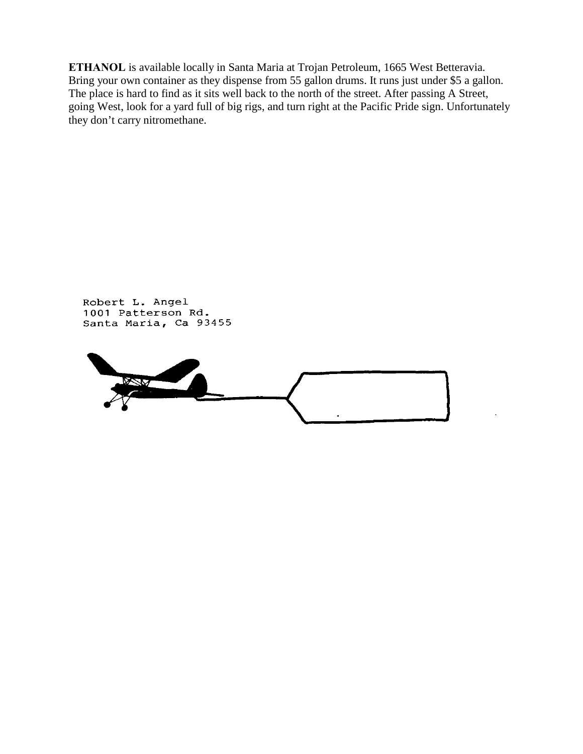**ETHANOL** is available locally in Santa Maria at Trojan Petroleum, 1665 West Betteravia. Bring your own container as they dispense from 55 gallon drums. It runs just under $5 a gallon. The place is hard to find as it sits well back to the north of the street. After passing A Street, going West, look for a yard full of big rigs, and turn right at the Pacific Pride sign. Unfortunately they don't carry nitromethane.

Robert L. Angel
1001 Patterson Rd.
Santa Maria, Ca 93455